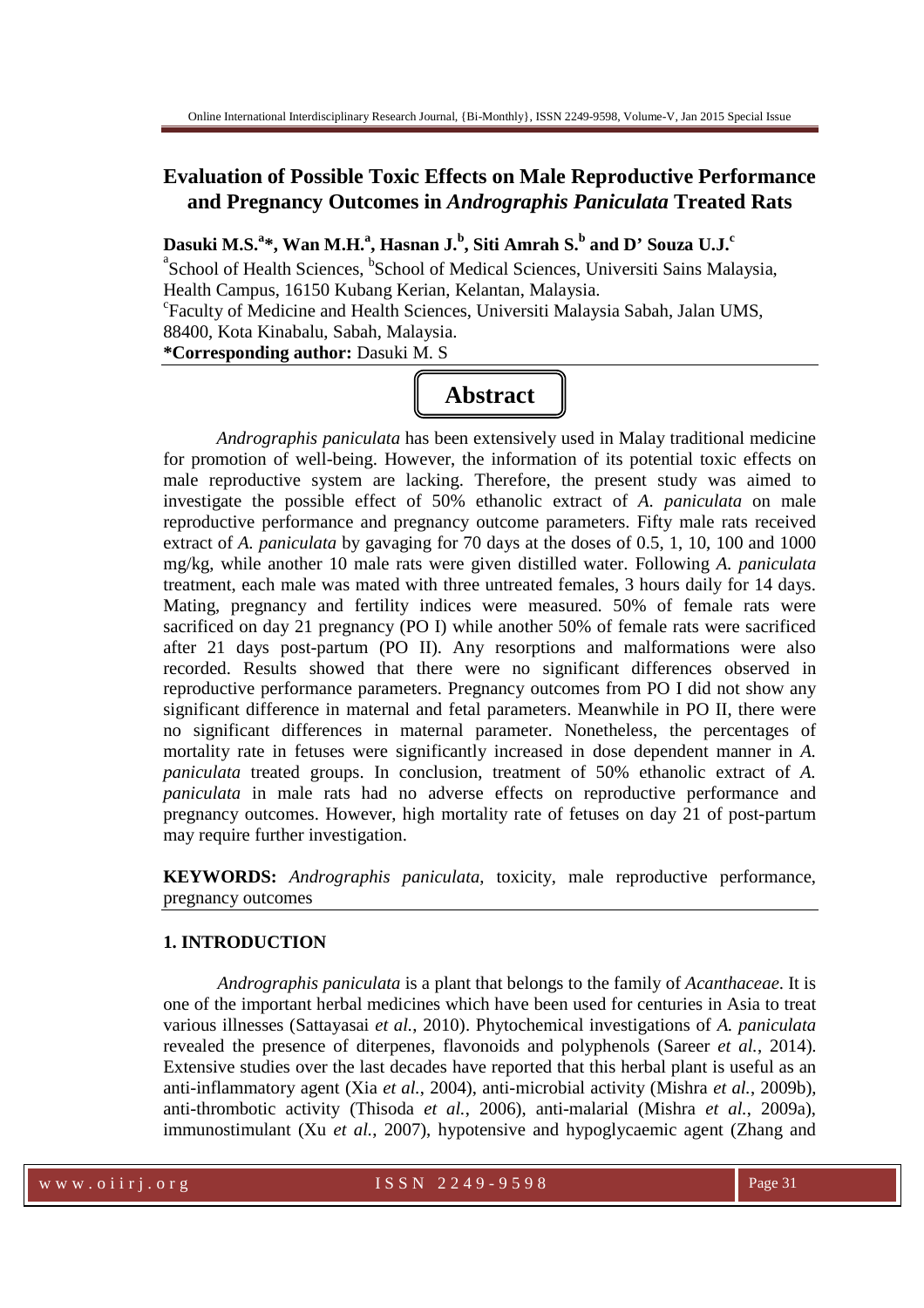# Evaluation of Possible Toxic Effects on Male Reproductive Performance and Pregnancy Outcomes in *Andrographis Paniculata* Treated Rats

**Dasuki M.S.[a]\*, Wan M.H.[a], Hasnan J.[b], Siti Amrah S.[b] and D' Souza U.J.[c]**

[a]School of Health Sciences, [b]School of Medical Sciences, Universiti Sains Malaysia, Health Campus, 16150 Kubang Kerian, Kelantan, Malaysia.

[c]Faculty of Medicine and Health Sciences, Universiti Malaysia Sabah, Jalan UMS, 88400, Kota Kinabalu, Sabah, Malaysia.

**\*Corresponding author:** Dasuki M. S

## Abstract

*Andrographis paniculata* has been extensively used in Malay traditional medicine for promotion of well-being. However, the information of its potential toxic effects on male reproductive system are lacking. Therefore, the present study was aimed to investigate the possible effect of 50% ethanolic extract of *A. paniculata* on male reproductive performance and pregnancy outcome parameters. Fifty male rats received extract of *A. paniculata* by gavaging for 70 days at the doses of 0.5, 1, 10, 100 and 1000 mg/kg, while another 10 male rats were given distilled water. Following *A. paniculata* treatment, each male was mated with three untreated females, 3 hours daily for 14 days. Mating, pregnancy and fertility indices were measured. 50% of female rats were sacrificed on day 21 pregnancy (PO I) while another 50% of female rats were sacrificed after 21 days post-partum (PO II). Any resorptions and malformations were also recorded. Results showed that there were no significant differences observed in reproductive performance parameters. Pregnancy outcomes from PO I did not show any significant difference in maternal and fetal parameters. Meanwhile in PO II, there were no significant differences in maternal parameter. Nonetheless, the percentages of mortality rate in fetuses were significantly increased in dose dependent manner in *A. paniculata* treated groups. In conclusion, treatment of 50% ethanolic extract of *A. paniculata* in male rats had no adverse effects on reproductive performance and pregnancy outcomes. However, high mortality rate of fetuses on day 21 of post-partum may require further investigation.

**KEYWORDS:** *Andrographis paniculata*, toxicity, male reproductive performance, pregnancy outcomes

## 1. INTRODUCTION

*Andrographis paniculata* is a plant that belongs to the family of *Acanthaceae*. It is one of the important herbal medicines which have been used for centuries in Asia to treat various illnesses (Sattayasai *et al.*, 2010). Phytochemical investigations of *A. paniculata* revealed the presence of diterpenes, flavonoids and polyphenols (Sareer *et al.*, 2014). Extensive studies over the last decades have reported that this herbal plant is useful as an anti-inflammatory agent (Xia *et al.*, 2004), anti-microbial activity (Mishra *et al.*, 2009b), anti-thrombotic activity (Thisoda *et al.*, 2006), anti-malarial (Mishra *et al.*, 2009a), immunostimulant (Xu *et al.*, 2007), hypotensive and hypoglycaemic agent (Zhang and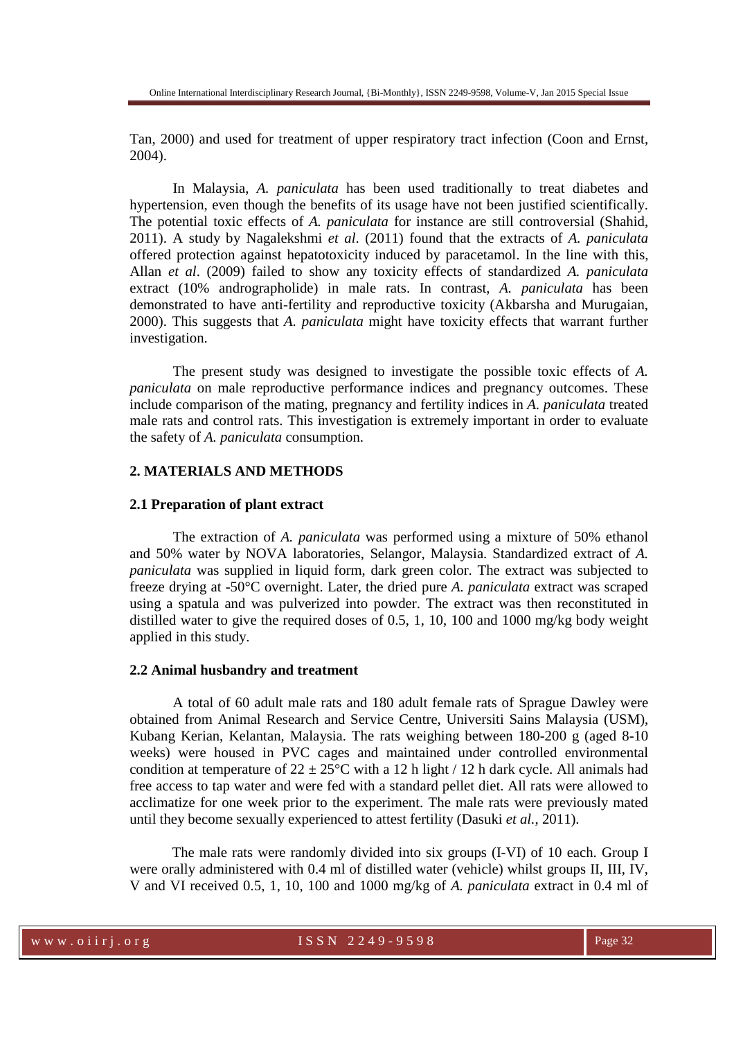Tan, 2000) and used for treatment of upper respiratory tract infection (Coon and Ernst, 2004).

In Malaysia, *A. paniculata* has been used traditionally to treat diabetes and hypertension, even though the benefits of its usage have not been justified scientifically. The potential toxic effects of *A. paniculata* for instance are still controversial (Shahid, 2011). A study by Nagalekshmi *et al*. (2011) found that the extracts of *A. paniculata* offered protection against hepatotoxicity induced by paracetamol. In the line with this, Allan *et al*. (2009) failed to show any toxicity effects of standardized *A. paniculata* extract (10% andrographolide) in male rats. In contrast, *A. paniculata* has been demonstrated to have anti-fertility and reproductive toxicity (Akbarsha and Murugaian, 2000). This suggests that *A. paniculata* might have toxicity effects that warrant further investigation.

The present study was designed to investigate the possible toxic effects of *A. paniculata* on male reproductive performance indices and pregnancy outcomes. These include comparison of the mating, pregnancy and fertility indices in *A. paniculata* treated male rats and control rats. This investigation is extremely important in order to evaluate the safety of *A. paniculata* consumption.

## 2. MATERIALS AND METHODS

### 2.1 Preparation of plant extract

The extraction of *A. paniculata* was performed using a mixture of 50% ethanol and 50% water by NOVA laboratories, Selangor, Malaysia. Standardized extract of *A. paniculata* was supplied in liquid form, dark green color. The extract was subjected to freeze drying at -50°C overnight. Later, the dried pure *A. paniculata* extract was scraped using a spatula and was pulverized into powder. The extract was then reconstituted in distilled water to give the required doses of 0.5, 1, 10, 100 and 1000 mg/kg body weight applied in this study.

### 2.2 Animal husbandry and treatment

A total of 60 adult male rats and 180 adult female rats of Sprague Dawley were obtained from Animal Research and Service Centre, Universiti Sains Malaysia (USM), Kubang Kerian, Kelantan, Malaysia. The rats weighing between 180-200 g (aged 8-10 weeks) were housed in PVC cages and maintained under controlled environmental condition at temperature of $22 \pm 25$°C with a 12 h light / 12 h dark cycle. All animals had free access to tap water and were fed with a standard pellet diet. All rats were allowed to acclimatize for one week prior to the experiment. The male rats were previously mated until they become sexually experienced to attest fertility (Dasuki *et al.*, 2011).

The male rats were randomly divided into six groups (I-VI) of 10 each. Group I were orally administered with 0.4 ml of distilled water (vehicle) whilst groups II, III, IV, V and VI received 0.5, 1, 10, 100 and 1000 mg/kg of *A. paniculata* extract in 0.4 ml of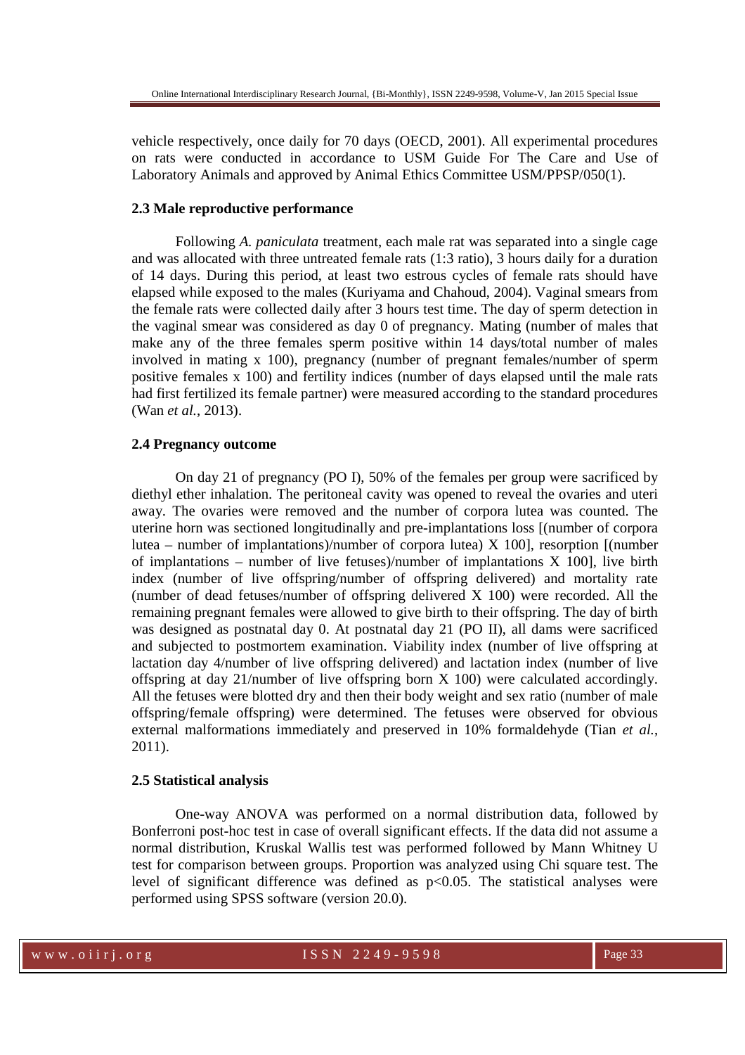vehicle respectively, once daily for 70 days (OECD, 2001). All experimental procedures on rats were conducted in accordance to USM Guide For The Care and Use of Laboratory Animals and approved by Animal Ethics Committee USM/PPSP/050(1).

### 2.3 Male reproductive performance

Following *A. paniculata* treatment, each male rat was separated into a single cage and was allocated with three untreated female rats (1:3 ratio), 3 hours daily for a duration of 14 days. During this period, at least two estrous cycles of female rats should have elapsed while exposed to the males (Kuriyama and Chahoud, 2004). Vaginal smears from the female rats were collected daily after 3 hours test time. The day of sperm detection in the vaginal smear was considered as day 0 of pregnancy. Mating (number of males that make any of the three females sperm positive within 14 days/total number of males involved in mating x 100), pregnancy (number of pregnant females/number of sperm positive females x 100) and fertility indices (number of days elapsed until the male rats had first fertilized its female partner) were measured according to the standard procedures (Wan *et al.*, 2013).

### 2.4 Pregnancy outcome

On day 21 of pregnancy (PO I), 50% of the females per group were sacrificed by diethyl ether inhalation. The peritoneal cavity was opened to reveal the ovaries and uteri away. The ovaries were removed and the number of corpora lutea was counted. The uterine horn was sectioned longitudinally and pre-implantations loss [(number of corpora lutea – number of implantations)/number of corpora lutea) X 100], resorption [(number of implantations – number of live fetuses)/number of implantations X 100], live birth index (number of live offspring/number of offspring delivered) and mortality rate (number of dead fetuses/number of offspring delivered X 100) were recorded. All the remaining pregnant females were allowed to give birth to their offspring. The day of birth was designed as postnatal day 0. At postnatal day 21 (PO II), all dams were sacrificed and subjected to postmortem examination. Viability index (number of live offspring at lactation day 4/number of live offspring delivered) and lactation index (number of live offspring at day 21/number of live offspring born X 100) were calculated accordingly. All the fetuses were blotted dry and then their body weight and sex ratio (number of male offspring/female offspring) were determined. The fetuses were observed for obvious external malformations immediately and preserved in 10% formaldehyde (Tian *et al.*, 2011).

### 2.5 Statistical analysis

One-way ANOVA was performed on a normal distribution data, followed by Bonferroni post-hoc test in case of overall significant effects. If the data did not assume a normal distribution, Kruskal Wallis test was performed followed by Mann Whitney U test for comparison between groups. Proportion was analyzed using Chi square test. The level of significant difference was defined as $p<0.05$. The statistical analyses were performed using SPSS software (version 20.0).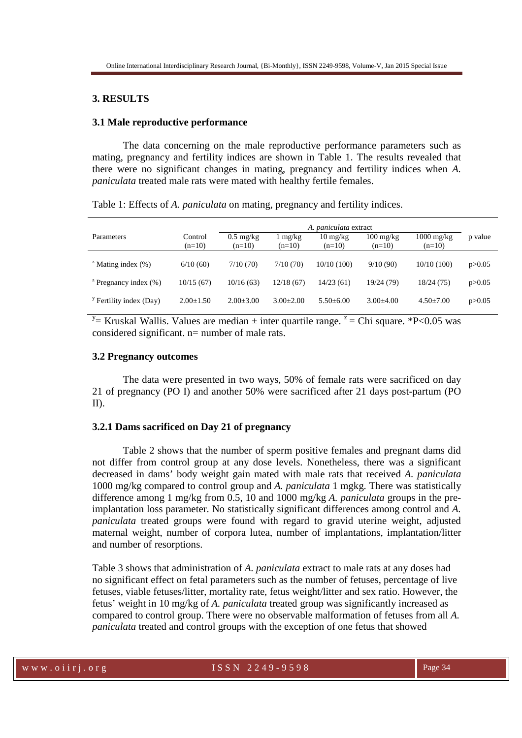## 3. RESULTS

### 3.1 Male reproductive performance

The data concerning on the male reproductive performance parameters such as mating, pregnancy and fertility indices are shown in Table 1. The results revealed that there were no significant changes in mating, pregnancy and fertility indices when *A. paniculata* treated male rats were mated with healthy fertile females.

Table 1: Effects of *A. paniculata* on mating, pregnancy and fertility indices.

| Parameters | Control (n=10) | *A. paniculata* extract 0.5 mg/kg (n=10) | 1 mg/kg (n=10) | 10 mg/kg (n=10) | 100 mg/kg (n=10) | 1000 mg/kg (n=10) | p value |
|---|---|---|---|---|---|---|---|
| $^{z}$ Mating index (%) | 6/10 (60) | 7/10 (70) | 7/10 (70) | 10/10 (100) | 9/10 (90) | 10/10 (100) | p>0.05 |
| $^{z}$ Pregnancy index (%) | 10/15 (67) | 10/16 (63) | 12/18 (67) | 14/23 (61) | 19/24 (79) | 18/24 (75) | p>0.05 |
| $^{y}$ Fertility index (Day) | 2.00±1.50 | 2.00±3.00 | 3.00±2.00 | 5.50±6.00 | 3.00±4.00 | 4.50±7.00 | p>0.05 |

$^{y}$= Kruskal Wallis. Values are median ± inter quartile range. $^{z}$ = Chi square. *P<0.05 was considered significant. n= number of male rats.

### 3.2 Pregnancy outcomes

The data were presented in two ways, 50% of female rats were sacrificed on day 21 of pregnancy (PO I) and another 50% were sacrificed after 21 days post-partum (PO II).

### 3.2.1 Dams sacrificed on Day 21 of pregnancy

Table 2 shows that the number of sperm positive females and pregnant dams did not differ from control group at any dose levels. Nonetheless, there was a significant decreased in dams' body weight gain mated with male rats that received *A. paniculata* 1000 mg/kg compared to control group and *A. paniculata* 1 mgkg. There was statistically difference among 1 mg/kg from 0.5, 10 and 1000 mg/kg *A. paniculata* groups in the pre-implantation loss parameter. No statistically significant differences among control and *A. paniculata* treated groups were found with regard to gravid uterine weight, adjusted maternal weight, number of corpora lutea, number of implantations, implantation/litter and number of resorptions.

Table 3 shows that administration of *A. paniculata* extract to male rats at any doses had no significant effect on fetal parameters such as the number of fetuses, percentage of live fetuses, viable fetuses/litter, mortality rate, fetus weight/litter and sex ratio. However, the fetus' weight in 10 mg/kg of *A. paniculata* treated group was significantly increased as compared to control group. There were no observable malformation of fetuses from all *A. paniculata* treated and control groups with the exception of one fetus that showed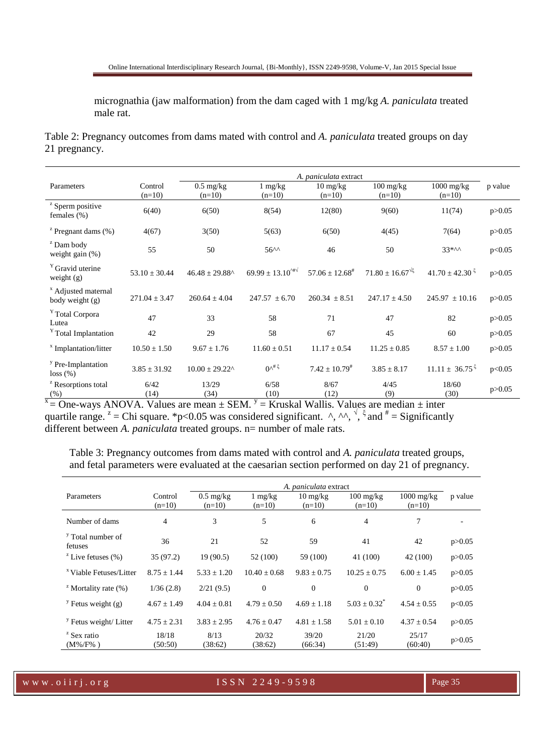micrognathia (jaw malformation) from the dam caged with 1 mg/kg *A. paniculata* treated male rat.

Table 2: Pregnancy outcomes from dams mated with control and *A. paniculata* treated groups on day 21 pregnancy.

| Parameters | Control (n=10) | *A. paniculata* extract | | | | | p value |
|---|---|---|---|---|---|---|---|
| | | 0.5 mg/kg (n=10) | 1 mg/kg (n=10) | 10 mg/kg (n=10) | 100 mg/kg (n=10) | 1000 mg/kg (n=10) | |
| $^{z}$ Sperm positive females (%) | 6(40) | 6(50) | 8(54) | 12(80) | 9(60) | 11(74) | p>0.05 |
| $^{z}$ Pregnant dams (%) | 4(67) | 3(50) | 5(63) | 6(50) | 4(45) | 7(64) | p>0.05 |
| $^{z}$ Dam body weight gain (%) | 55 | 50 | 56^^ | 46 | 50 | 33*^^ | p<0.05 |
| $^{Y}$ Gravid uterine weight (g) | $53.10 \pm 30.44$ | $46.48 \pm 29.88$^ | $69.99 \pm 13.10^{\wedge\#\surd}$ | $57.06 \pm 12.68^{\#}$ | $71.80 \pm 16.67^{\surd\xi}$ | $41.70 \pm 42.30^{\xi}$ | p>0.05 |
| $^{x}$ Adjusted maternal body weight (g) | $271.04 \pm 3.47$ | $260.64 \pm 4.04$ | $247.57 \pm 6.70$ | $260.34 \pm 8.51$ | $247.17 \pm 4.50$ | $245.97 \pm 10.16$ | p>0.05 |
| $^{Y}$ Total Corpora Lutea | 47 | 33 | 58 | 71 | 47 | 82 | p>0.05 |
| $^{Y}$ Total Implantation | 42 | 29 | 58 | 67 | 45 | 60 | p>0.05 |
| $^{x}$ Implantation/litter | $10.50 \pm 1.50$ | $9.67 \pm 1.76$ | $11.60 \pm 0.51$ | $11.17 \pm 0.54$ | $11.25 \pm 0.85$ | $8.57 \pm 1.00$ | p>0.05 |
| $^{y}$ Pre-Implantation loss (%) | $3.85 \pm 31.92$ | $10.00 \pm 29.22$^ | $0^{\wedge\#\xi}$ | $7.42 \pm 10.79^{\#}$ | $3.85 \pm 8.17$ | $11.11 \pm 36.75^{\xi}$ | p<0.05 |
| $^{z}$ Resorptions total (%) | 6/42 (14) | 13/29 (34) | 6/58 (10) | 8/67 (12) | 4/45 (9) | 18/60 (30) | p>0.05 |

$^{x}$ = One-ways ANOVA. Values are mean ± SEM. $^{y}$ = Kruskal Wallis. Values are median ± inter quartile range. $^{z}$ = Chi square. *p<0.05 was considered significant. ^, ^^, $^{\surd}$, $^{\xi}$ and $^{\#}$ = Significantly different between *A. paniculata* treated groups. n= number of male rats.

Table 3: Pregnancy outcomes from dams mated with control and *A. paniculata* treated groups, and fetal parameters were evaluated at the caesarian section performed on day 21 of pregnancy.

| Parameters | Control (n=10) | *A. paniculata* extract | | | | | p value |
|---|---|---|---|---|---|---|---|
| | | 0.5 mg/kg (n=10) | 1 mg/kg (n=10) | 10 mg/kg (n=10) | 100 mg/kg (n=10) | 1000 mg/kg (n=10) | |
| Number of dams | 4 | 3 | 5 | 6 | 4 | 7 | - |
| $^{y}$ Total number of fetuses | 36 | 21 | 52 | 59 | 41 | 42 | p>0.05 |
| $^{z}$ Live fetuses (%) | 35 (97.2) | 19 (90.5) | 52 (100) | 59 (100) | 41 (100) | 42 (100) | p>0.05 |
| $^{x}$ Viable Fetuses/Litter | $8.75 \pm 1.44$ | $5.33 \pm 1.20$ | $10.40 \pm 0.68$ | $9.83 \pm 0.75$ | $10.25 \pm 0.75$ | $6.00 \pm 1.45$ | p>0.05 |
| $^{z}$ Mortality rate (%) | 1/36 (2.8) | 2/21 (9.5) | 0 | 0 | 0 | 0 | p>0.05 |
| $^{y}$ Fetus weight (g) | $4.67 \pm 1.49$ | $4.04 \pm 0.81$ | $4.79 \pm 0.50$ | $4.69 \pm 1.18$ | $5.03 \pm 0.32^{*}$ | $4.54 \pm 0.55$ | p<0.05 |
| $^{y}$ Fetus weight/ Litter | $4.75 \pm 2.31$ | $3.83 \pm 2.95$ | $4.76 \pm 0.47$ | $4.81 \pm 1.58$ | $5.01 \pm 0.10$ | $4.37 \pm 0.54$ | p>0.05 |
| $^{z}$ Sex ratio (M%/F% ) | 18/18 (50:50) | 8/13 (38:62) | 20/32 (38:62) | 39/20 (66:34) | 21/20 (51:49) | 25/17 (60:40) | p>0.05 |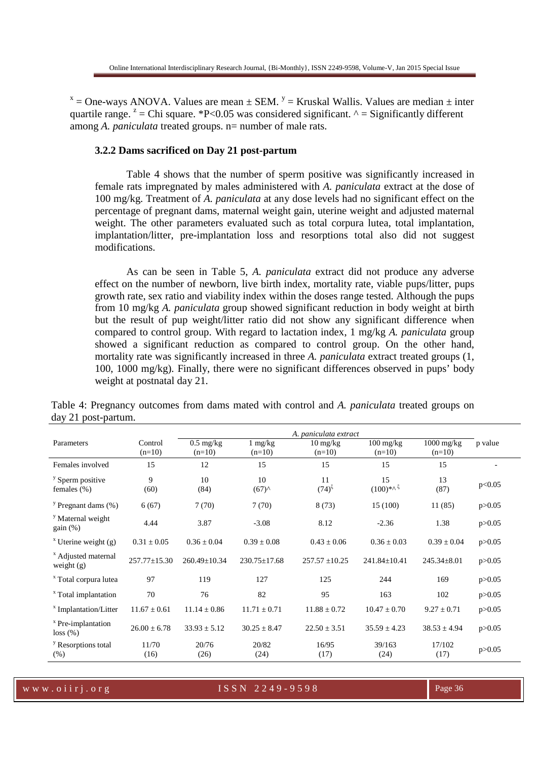[x] = One-ways ANOVA. Values are mean ± SEM. [y] = Kruskal Wallis. Values are median ± inter quartile range. [z] = Chi square. *P<0.05 was considered significant. ^ = Significantly different among *A. paniculata* treated groups. n= number of male rats.

### 3.2.2 Dams sacrificed on Day 21 post-partum

Table 4 shows that the number of sperm positive was significantly increased in female rats impregnated by males administered with *A. paniculata* extract at the dose of 100 mg/kg. Treatment of *A. paniculata* at any dose levels had no significant effect on the percentage of pregnant dams, maternal weight gain, uterine weight and adjusted maternal weight. The other parameters evaluated such as total corpura lutea, total implantation, implantation/litter, pre-implantation loss and resorptions total also did not suggest modifications.

As can be seen in Table 5, *A. paniculata* extract did not produce any adverse effect on the number of newborn, live birth index, mortality rate, viable pups/litter, pups growth rate, sex ratio and viability index within the doses range tested. Although the pups from 10 mg/kg *A. paniculata* group showed significant reduction in body weight at birth but the result of pup weight/litter ratio did not show any significant difference when compared to control group. With regard to lactation index, 1 mg/kg *A. paniculata* group showed a significant reduction as compared to control group. On the other hand, mortality rate was significantly increased in three *A. paniculata* extract treated groups (1, 100, 1000 mg/kg). Finally, there were no significant differences observed in pups' body weight at postnatal day 21.

Table 4: Pregnancy outcomes from dams mated with control and *A. paniculata* treated groups on day 21 post-partum.

| Parameters | Control (n=10) | *A. paniculata extract* | | | | | p value |
|---|---|---|---|---|---|---|---|
| | | 0.5 mg/kg (n=10) | 1 mg/kg (n=10) | 10 mg/kg (n=10) | 100 mg/kg (n=10) | 1000 mg/kg (n=10) | |
| Females involved | 15 | 12 | 15 | 15 | 15 | 15 | - |
| [y] Sperm positive females (%) | 9 (60) | 10 (84) | 10 (67)^ | 11 (74)[ξ] | 15 (100)*^[ξ] | 13 (87) | p<0.05 |
| [y] Pregnant dams (%) | 6 (67) | 7 (70) | 7 (70) | 8 (73) | 15 (100) | 11 (85) | p>0.05 |
| [y] Maternal weight gain (%) | 4.44 | 3.87 | -3.08 | 8.12 | -2.36 | 1.38 | p>0.05 |
| [x] Uterine weight (g) | 0.31 ± 0.05 | 0.36 ± 0.04 | 0.39 ± 0.08 | 0.43 ± 0.06 | 0.36 ± 0.03 | 0.39 ± 0.04 | p>0.05 |
| [x] Adjusted maternal weight (g) | 257.77±15.30 | 260.49±10.34 | 230.75±17.68 | 257.57 ±10.25 | 241.84±10.41 | 245.34±8.01 | p>0.05 |
| [x] Total corpura lutea | 97 | 119 | 127 | 125 | 244 | 169 | p>0.05 |
| [x] Total implantation | 70 | 76 | 82 | 95 | 163 | 102 | p>0.05 |
| [x] Implantation/Litter | 11.67 ± 0.61 | 11.14 ± 0.86 | 11.71 ± 0.71 | 11.88 ± 0.72 | 10.47 ± 0.70 | 9.27 ± 0.71 | p>0.05 |
| [x] Pre-implantation loss (%) | 26.00 ± 6.78 | 33.93 ± 5.12 | 30.25 ± 8.47 | 22.50 ± 3.51 | 35.59 ± 4.23 | 38.53 ± 4.94 | p>0.05 |
| [y] Resorptions total (%) | 11/70 (16) | 20/76 (26) | 20/82 (24) | 16/95 (17) | 39/163 (24) | 17/102 (17) | p>0.05 |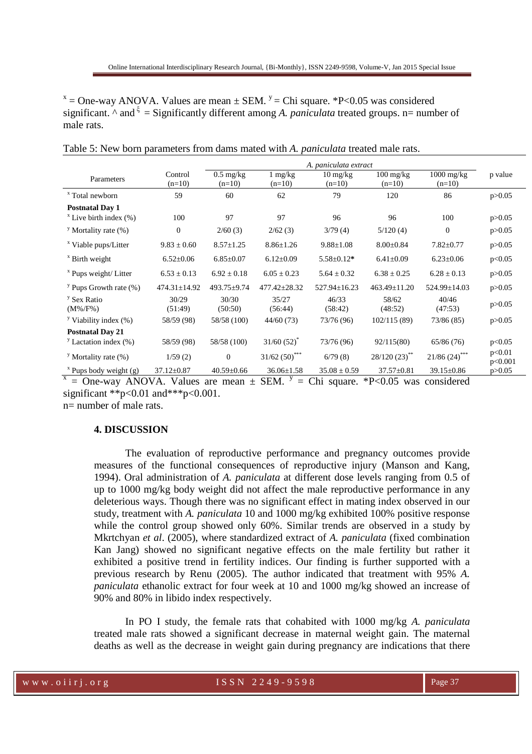$^{x}$ = One-way ANOVA. Values are mean ± SEM. $^{y}$ = Chi square. *P<0.05 was considered significant. ^ and $^{\xi}$ = Significantly different among *A. paniculata* treated groups. n= number of male rats.

Table 5: New born parameters from dams mated with *A. paniculata* treated male rats.

| Parameters | Control (n=10) | *A. paniculata extract* | | | | | p value |
|---|---|---|---|---|---|---|---|
| | | 0.5 mg/kg (n=10) | 1 mg/kg (n=10) | 10 mg/kg (n=10) | 100 mg/kg (n=10) | 1000 mg/kg (n=10) | |
| $^{x}$ Total newborn | 59 | 60 | 62 | 79 | 120 | 86 | p>0.05 |
| **Postnatal Day 1** | | | | | | | |
| $^{x}$ Live birth index (%) | 100 | 97 | 97 | 96 | 96 | 100 | p>0.05 |
| $^{y}$ Mortality rate (%) | 0 | 2/60 (3) | 2/62 (3) | 3/79 (4) | 5/120 (4) | 0 | p>0.05 |
| $^{x}$ Viable pups/Litter | 9.83 ± 0.60 | 8.57±1.25 | 8.86±1.26 | 9.88±1.08 | 8.00±0.84 | 7.82±0.77 | p>0.05 |
| $^{x}$ Birth weight | 6.52±0.06 | 6.85±0.07 | 6.12±0.09 | 5.58±0.12* | 6.41±0.09 | 6.23±0.06 | p<0.05 |
| $^{x}$ Pups weight/ Litter | 6.53 ± 0.13 | 6.92 ± 0.18 | 6.05 ± 0.23 | 5.64 ± 0.32 | 6.38 ± 0.25 | 6.28 ± 0.13 | p>0.05 |
| $^{y}$ Pups Growth rate (%) | 474.31±14.92 | 493.75±9.74 | 477.42±28.32 | 527.94±16.23 | 463.49±11.20 | 524.99±14.03 | p>0.05 |
| $^{y}$ Sex Ratio (M%/F%) | 30/29 (51:49) | 30/30 (50:50) | 35/27 (56:44) | 46/33 (58:42) | 58/62 (48:52) | 40/46 (47:53) | p>0.05 |
| $^{y}$ Viability index (%) | 58/59 (98) | 58/58 (100) | 44/60 (73) | 73/76 (96) | 102/115 (89) | 73/86 (85) | p>0.05 |
| **Postnatal Day 21** | | | | | | | |
| $^{y}$ Lactation index (%) | 58/59 (98) | 58/58 (100) | 31/60 (52)* | 73/76 (96) | 92/115(80) | 65/86 (76) | p<0.05 |
| $^{y}$ Mortality rate (%) | 1/59 (2) | 0 | 31/62 (50)*** | 6/79 (8) | 28/120 (23)** | 21/86 (24)*** | p<0.01 p<0.001 |
| $^{x}$ Pups body weight (g) | 37.12±0.87 | 40.59±0.66 | 36.06±1.58 | 35.08 ± 0.59 | 37.57±0.81 | 39.15±0.86 | p>0.05 |

$^{x}$ = One-way ANOVA. Values are mean ± SEM. $^{y}$ = Chi square. *P<0.05 was considered significant **p<0.01 and***p<0.001.
n= number of male rats.

### 4. DISCUSSION

The evaluation of reproductive performance and pregnancy outcomes provide measures of the functional consequences of reproductive injury (Manson and Kang, 1994). Oral administration of *A. paniculata* at different dose levels ranging from 0.5 of up to 1000 mg/kg body weight did not affect the male reproductive performance in any deleterious ways. Though there was no significant effect in mating index observed in our study, treatment with *A. paniculata* 10 and 1000 mg/kg exhibited 100% positive response while the control group showed only 60%. Similar trends are observed in a study by Mkrtchyan *et al*. (2005), where standardized extract of *A. paniculata* (fixed combination Kan Jang) showed no significant negative effects on the male fertility but rather it exhibited a positive trend in fertility indices. Our finding is further supported with a previous research by Renu (2005). The author indicated that treatment with 95% *A. paniculata* ethanolic extract for four week at 10 and 1000 mg/kg showed an increase of 90% and 80% in libido index respectively.

In PO I study, the female rats that cohabited with 1000 mg/kg *A. paniculata* treated male rats showed a significant decrease in maternal weight gain. The maternal deaths as well as the decrease in weight gain during pregnancy are indications that there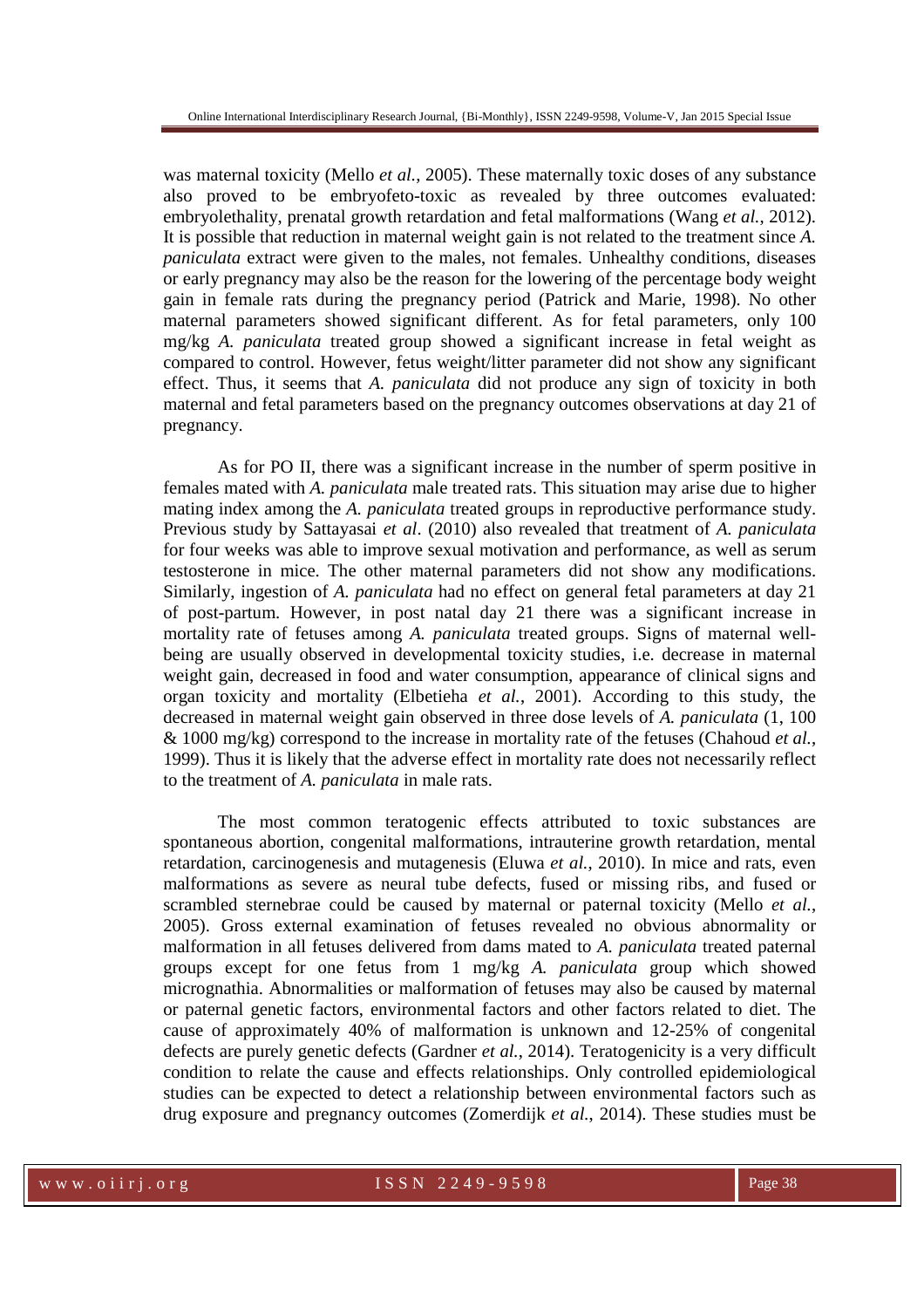was maternal toxicity (Mello *et al.*, 2005). These maternally toxic doses of any substance also proved to be embryofeto-toxic as revealed by three outcomes evaluated: embryolethality, prenatal growth retardation and fetal malformations (Wang *et al.*, 2012). It is possible that reduction in maternal weight gain is not related to the treatment since *A. paniculata* extract were given to the males, not females. Unhealthy conditions, diseases or early pregnancy may also be the reason for the lowering of the percentage body weight gain in female rats during the pregnancy period (Patrick and Marie, 1998). No other maternal parameters showed significant different. As for fetal parameters, only 100 mg/kg *A. paniculata* treated group showed a significant increase in fetal weight as compared to control. However, fetus weight/litter parameter did not show any significant effect. Thus, it seems that *A. paniculata* did not produce any sign of toxicity in both maternal and fetal parameters based on the pregnancy outcomes observations at day 21 of pregnancy.

As for PO II, there was a significant increase in the number of sperm positive in females mated with *A. paniculata* male treated rats. This situation may arise due to higher mating index among the *A. paniculata* treated groups in reproductive performance study. Previous study by Sattayasai *et al*. (2010) also revealed that treatment of *A. paniculata* for four weeks was able to improve sexual motivation and performance, as well as serum testosterone in mice. The other maternal parameters did not show any modifications. Similarly, ingestion of *A. paniculata* had no effect on general fetal parameters at day 21 of post-partum. However, in post natal day 21 there was a significant increase in mortality rate of fetuses among *A. paniculata* treated groups. Signs of maternal well-being are usually observed in developmental toxicity studies, i.e. decrease in maternal weight gain, decreased in food and water consumption, appearance of clinical signs and organ toxicity and mortality (Elbetieha *et al.*, 2001). According to this study, the decreased in maternal weight gain observed in three dose levels of *A. paniculata* (1, 100 & 1000 mg/kg) correspond to the increase in mortality rate of the fetuses (Chahoud *et al.*, 1999). Thus it is likely that the adverse effect in mortality rate does not necessarily reflect to the treatment of *A. paniculata* in male rats.

The most common teratogenic effects attributed to toxic substances are spontaneous abortion, congenital malformations, intrauterine growth retardation, mental retardation, carcinogenesis and mutagenesis (Eluwa *et al.*, 2010). In mice and rats, even malformations as severe as neural tube defects, fused or missing ribs, and fused or scrambled sternebrae could be caused by maternal or paternal toxicity (Mello *et al.*, 2005). Gross external examination of fetuses revealed no obvious abnormality or malformation in all fetuses delivered from dams mated to *A. paniculata* treated paternal groups except for one fetus from 1 mg/kg *A. paniculata* group which showed micrognathia. Abnormalities or malformation of fetuses may also be caused by maternal or paternal genetic factors, environmental factors and other factors related to diet. The cause of approximately 40% of malformation is unknown and 12-25% of congenital defects are purely genetic defects (Gardner *et al.*, 2014). Teratogenicity is a very difficult condition to relate the cause and effects relationships. Only controlled epidemiological studies can be expected to detect a relationship between environmental factors such as drug exposure and pregnancy outcomes (Zomerdijk *et al.*, 2014). These studies must be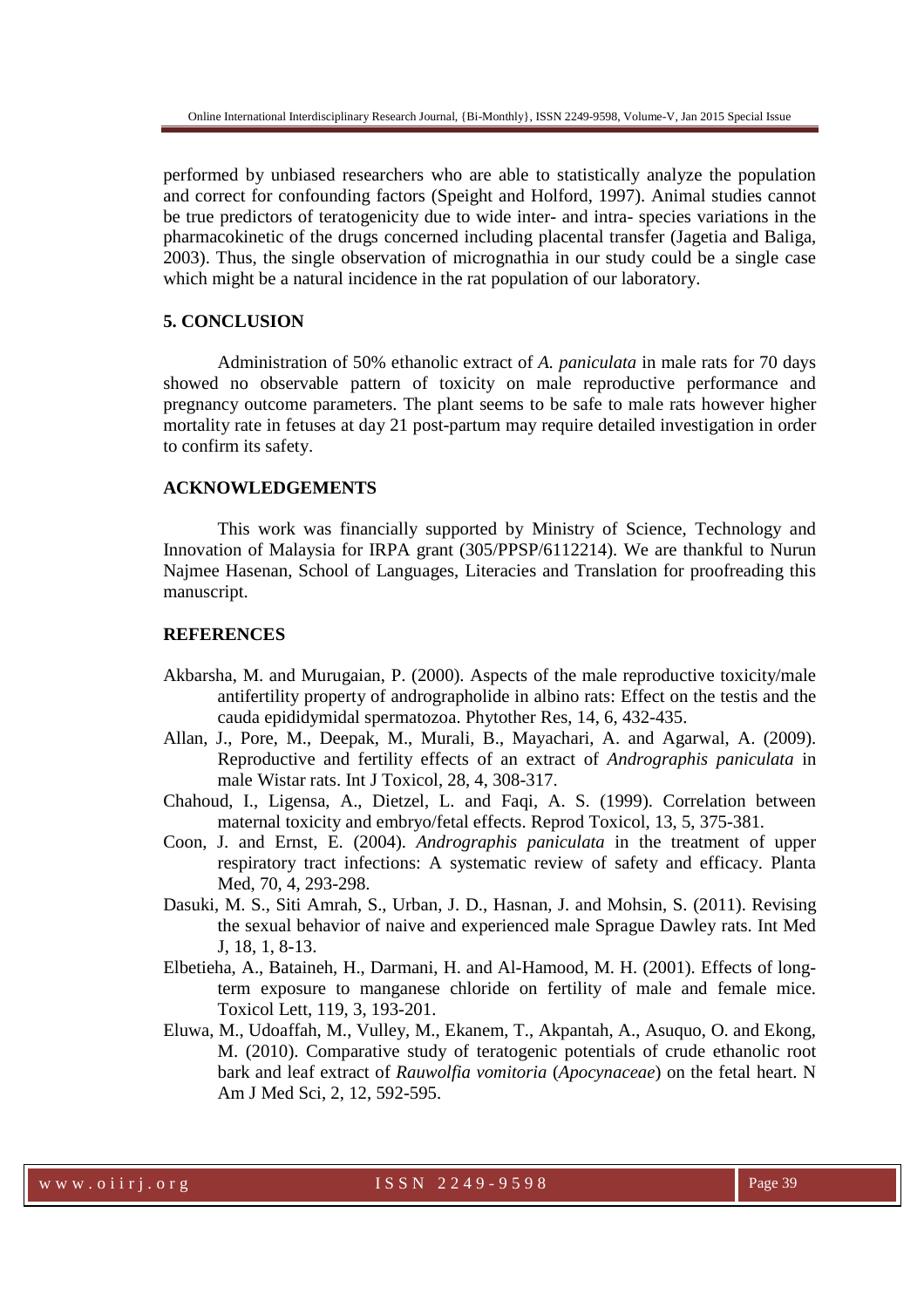performed by unbiased researchers who are able to statistically analyze the population and correct for confounding factors (Speight and Holford, 1997). Animal studies cannot be true predictors of teratogenicity due to wide inter- and intra- species variations in the pharmacokinetic of the drugs concerned including placental transfer (Jagetia and Baliga, 2003). Thus, the single observation of micrognathia in our study could be a single case which might be a natural incidence in the rat population of our laboratory.

## 5. CONCLUSION

Administration of 50% ethanolic extract of *A. paniculata* in male rats for 70 days showed no observable pattern of toxicity on male reproductive performance and pregnancy outcome parameters. The plant seems to be safe to male rats however higher mortality rate in fetuses at day 21 post-partum may require detailed investigation in order to confirm its safety.

## ACKNOWLEDGEMENTS

This work was financially supported by Ministry of Science, Technology and Innovation of Malaysia for IRPA grant (305/PPSP/6112214). We are thankful to Nurun Najmee Hasenan, School of Languages, Literacies and Translation for proofreading this manuscript.

## REFERENCES

Akbarsha, M. and Murugaian, P. (2000). Aspects of the male reproductive toxicity/male antifertility property of andrographolide in albino rats: Effect on the testis and the cauda epididymidal spermatozoa. Phytother Res, 14, 6, 432-435.

Allan, J., Pore, M., Deepak, M., Murali, B., Mayachari, A. and Agarwal, A. (2009). Reproductive and fertility effects of an extract of *Andrographis paniculata* in male Wistar rats. Int J Toxicol, 28, 4, 308-317.

Chahoud, I., Ligensa, A., Dietzel, L. and Faqi, A. S. (1999). Correlation between maternal toxicity and embryo/fetal effects. Reprod Toxicol, 13, 5, 375-381.

Coon, J. and Ernst, E. (2004). *Andrographis paniculata* in the treatment of upper respiratory tract infections: A systematic review of safety and efficacy. Planta Med, 70, 4, 293-298.

Dasuki, M. S., Siti Amrah, S., Urban, J. D., Hasnan, J. and Mohsin, S. (2011). Revising the sexual behavior of naive and experienced male Sprague Dawley rats. Int Med J, 18, 1, 8-13.

Elbetieha, A., Bataineh, H., Darmani, H. and Al-Hamood, M. H. (2001). Effects of long-term exposure to manganese chloride on fertility of male and female mice. Toxicol Lett, 119, 3, 193-201.

Eluwa, M., Udoaffah, M., Vulley, M., Ekanem, T., Akpantah, A., Asuquo, O. and Ekong, M. (2010). Comparative study of teratogenic potentials of crude ethanolic root bark and leaf extract of *Rauwolfia vomitoria* (*Apocynaceae*) on the fetal heart. N Am J Med Sci, 2, 12, 592-595.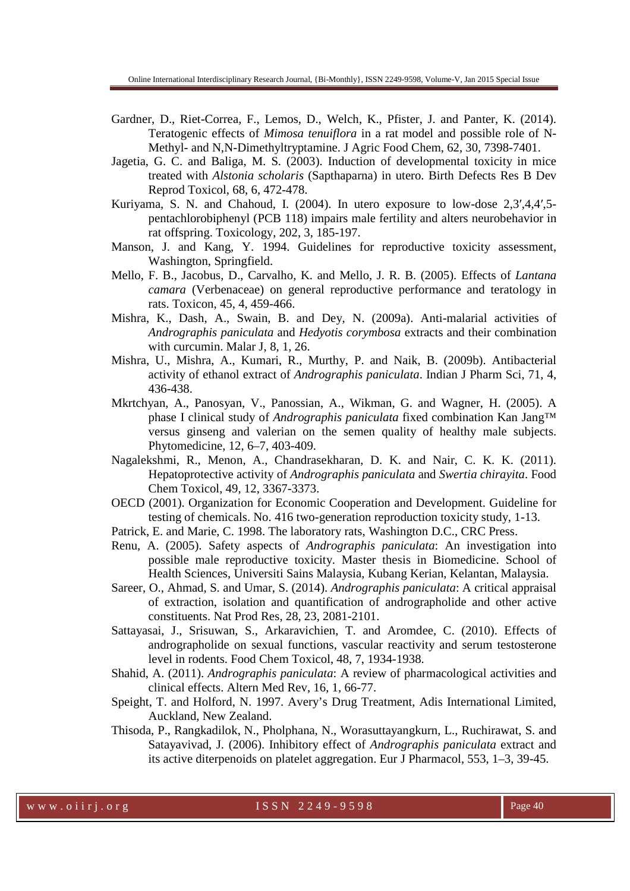Gardner, D., Riet-Correa, F., Lemos, D., Welch, K., Pfister, J. and Panter, K. (2014). Teratogenic effects of *Mimosa tenuiflora* in a rat model and possible role of N-Methyl- and N,N-Dimethyltryptamine. J Agric Food Chem, 62, 30, 7398-7401.

Jagetia, G. C. and Baliga, M. S. (2003). Induction of developmental toxicity in mice treated with *Alstonia scholaris* (Sapthaparna) in utero. Birth Defects Res B Dev Reprod Toxicol, 68, 6, 472-478.

Kuriyama, S. N. and Chahoud, I. (2004). In utero exposure to low-dose 2,3′,4,4′,5-pentachlorobiphenyl (PCB 118) impairs male fertility and alters neurobehavior in rat offspring. Toxicology, 202, 3, 185-197.

Manson, J. and Kang, Y. 1994. Guidelines for reproductive toxicity assessment, Washington, Springfield.

Mello, F. B., Jacobus, D., Carvalho, K. and Mello, J. R. B. (2005). Effects of *Lantana camara* (Verbenaceae) on general reproductive performance and teratology in rats. Toxicon, 45, 4, 459-466.

Mishra, K., Dash, A., Swain, B. and Dey, N. (2009a). Anti-malarial activities of *Andrographis paniculata* and *Hedyotis corymbosa* extracts and their combination with curcumin. Malar J, 8, 1, 26.

Mishra, U., Mishra, A., Kumari, R., Murthy, P. and Naik, B. (2009b). Antibacterial activity of ethanol extract of *Andrographis paniculata*. Indian J Pharm Sci, 71, 4, 436-438.

Mkrtchyan, A., Panosyan, V., Panossian, A., Wikman, G. and Wagner, H. (2005). A phase I clinical study of *Andrographis paniculata* fixed combination Kan Jang™ versus ginseng and valerian on the semen quality of healthy male subjects. Phytomedicine, 12, 6–7, 403-409.

Nagalekshmi, R., Menon, A., Chandrasekharan, D. K. and Nair, C. K. K. (2011). Hepatoprotective activity of *Andrographis paniculata* and *Swertia chirayita*. Food Chem Toxicol, 49, 12, 3367-3373.

OECD (2001). Organization for Economic Cooperation and Development. Guideline for testing of chemicals. No. 416 two-generation reproduction toxicity study, 1-13.

Patrick, E. and Marie, C. 1998. The laboratory rats, Washington D.C., CRC Press.

Renu, A. (2005). Safety aspects of *Andrographis paniculata*: An investigation into possible male reproductive toxicity. Master thesis in Biomedicine. School of Health Sciences, Universiti Sains Malaysia, Kubang Kerian, Kelantan, Malaysia.

Sareer, O., Ahmad, S. and Umar, S. (2014). *Andrographis paniculata*: A critical appraisal of extraction, isolation and quantification of andrographolide and other active constituents. Nat Prod Res, 28, 23, 2081-2101.

Sattayasai, J., Srisuwan, S., Arkaravichien, T. and Aromdee, C. (2010). Effects of andrographolide on sexual functions, vascular reactivity and serum testosterone level in rodents. Food Chem Toxicol, 48, 7, 1934-1938.

Shahid, A. (2011). *Andrographis paniculata*: A review of pharmacological activities and clinical effects. Altern Med Rev, 16, 1, 66-77.

Speight, T. and Holford, N. 1997. Avery's Drug Treatment, Adis International Limited, Auckland, New Zealand.

Thisoda, P., Rangkadilok, N., Pholphana, N., Worasuttayangkurn, L., Ruchirawat, S. and Satayavivad, J. (2006). Inhibitory effect of *Andrographis paniculata* extract and its active diterpenoids on platelet aggregation. Eur J Pharmacol, 553, 1–3, 39-45.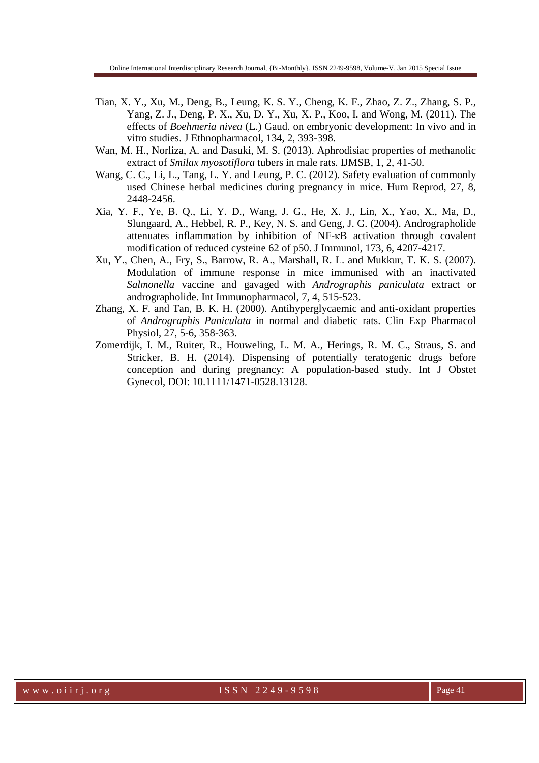Tian, X. Y., Xu, M., Deng, B., Leung, K. S. Y., Cheng, K. F., Zhao, Z. Z., Zhang, S. P., Yang, Z. J., Deng, P. X., Xu, D. Y., Xu, X. P., Koo, I. and Wong, M. (2011). The effects of *Boehmeria nivea* (L.) Gaud. on embryonic development: In vivo and in vitro studies. J Ethnopharmacol, 134, 2, 393-398.

Wan, M. H., Norliza, A. and Dasuki, M. S. (2013). Aphrodisiac properties of methanolic extract of *Smilax myosotiflora* tubers in male rats. IJMSB, 1, 2, 41-50.

Wang, C. C., Li, L., Tang, L. Y. and Leung, P. C. (2012). Safety evaluation of commonly used Chinese herbal medicines during pregnancy in mice. Hum Reprod, 27, 8, 2448-2456.

Xia, Y. F., Ye, B. Q., Li, Y. D., Wang, J. G., He, X. J., Lin, X., Yao, X., Ma, D., Slungaard, A., Hebbel, R. P., Key, N. S. and Geng, J. G. (2004). Andrographolide attenuates inflammation by inhibition of NF-κB activation through covalent modification of reduced cysteine 62 of p50. J Immunol, 173, 6, 4207-4217.

Xu, Y., Chen, A., Fry, S., Barrow, R. A., Marshall, R. L. and Mukkur, T. K. S. (2007). Modulation of immune response in mice immunised with an inactivated *Salmonella* vaccine and gavaged with *Andrographis paniculata* extract or andrographolide. Int Immunopharmacol, 7, 4, 515-523.

Zhang, X. F. and Tan, B. K. H. (2000). Antihyperglycaemic and anti-oxidant properties of *Andrographis Paniculata* in normal and diabetic rats. Clin Exp Pharmacol Physiol, 27, 5-6, 358-363.

Zomerdijk, I. M., Ruiter, R., Houweling, L. M. A., Herings, R. M. C., Straus, S. and Stricker, B. H. (2014). Dispensing of potentially teratogenic drugs before conception and during pregnancy: A population-based study. Int J Obstet Gynecol, DOI: 10.1111/1471-0528.13128.